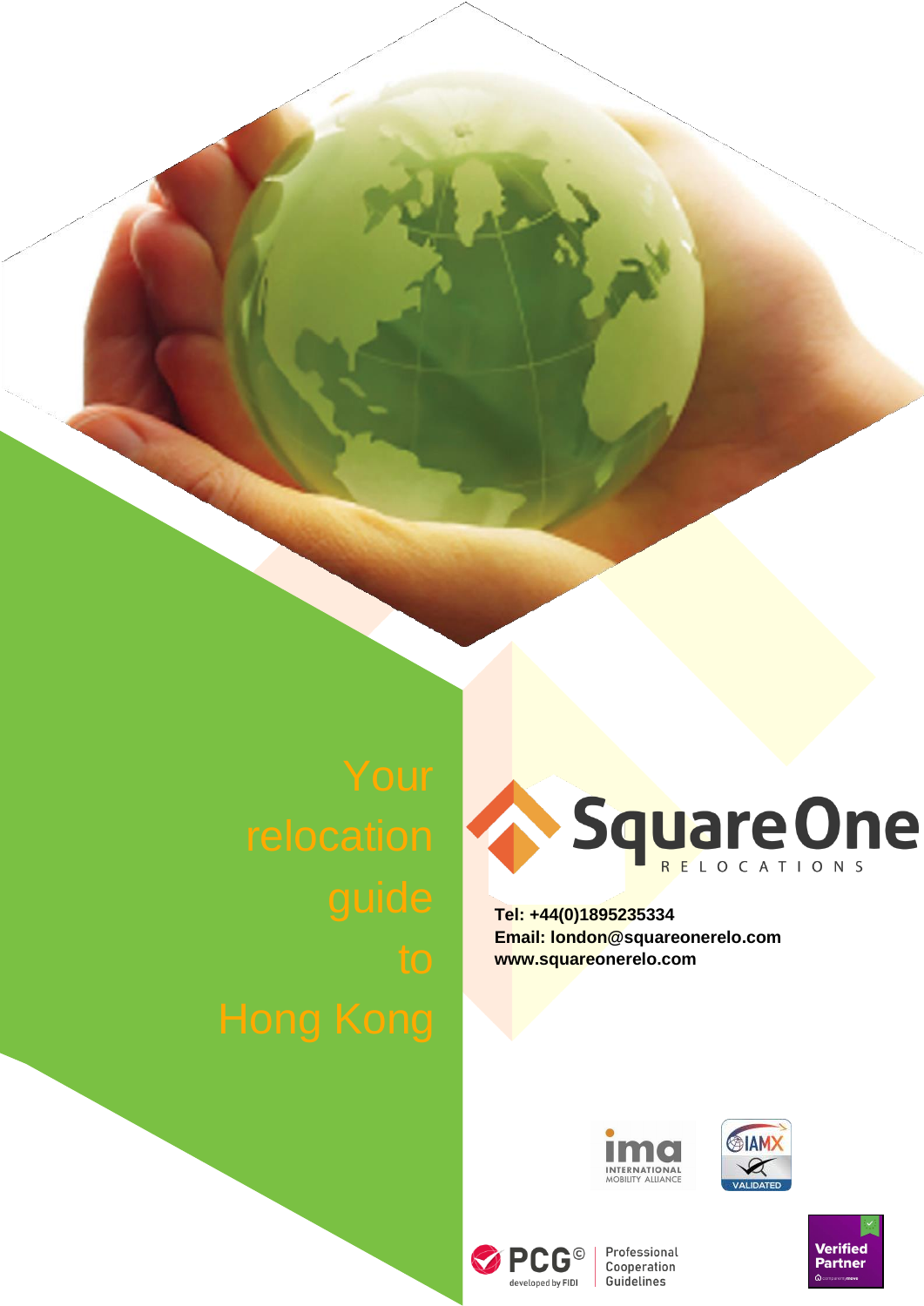# Your relocation guide to Hong Kong

SquareOne RELOCATIONS

**Tel: +44(0)1895235334**
**Email: london@squareonerelo.com**
**www.squareonerelo.com**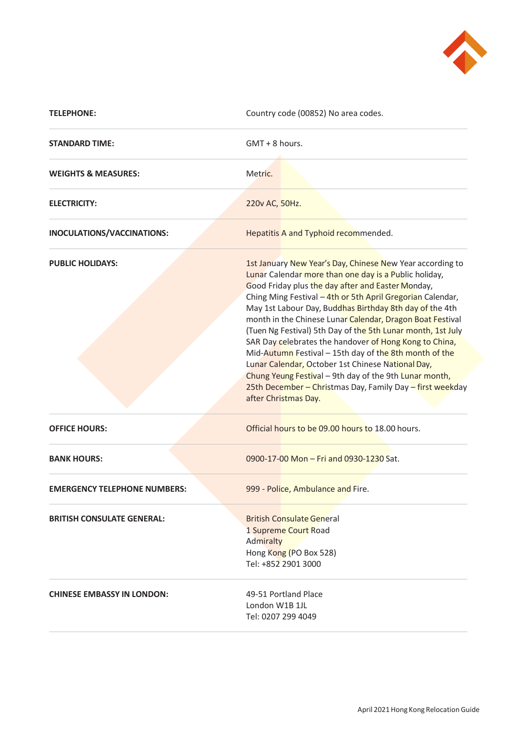| | |
|---|---|
| **TELEPHONE:** | Country code (00852) No area codes. |
| **STANDARD TIME:** | GMT + 8 hours. |
| **WEIGHTS & MEASURES:** | Metric. |
| **ELECTRICITY:** | 220v AC, 50Hz. |
| **INOCULATIONS/VACCINATIONS:** | Hepatitis A and Typhoid recommended. |
| **PUBLIC HOLIDAYS:** | 1st January New Year's Day, Chinese New Year according to Lunar Calendar more than one day is a Public holiday, Good Friday plus the day after and Easter Monday, Ching Ming Festival – 4th or 5th April Gregorian Calendar, May 1st Labour Day, Buddhas Birthday 8th day of the 4th month in the Chinese Lunar Calendar, Dragon Boat Festival (Tuen Ng Festival) 5th Day of the 5th Lunar month, 1st July SAR Day celebrates the handover of Hong Kong to China, Mid-Autumn Festival – 15th day of the 8th month of the Lunar Calendar, October 1st Chinese National Day, Chung Yeung Festival – 9th day of the 9th Lunar month, 25th December – Christmas Day, Family Day – first weekday after Christmas Day. |
| **OFFICE HOURS:** | Official hours to be 09.00 hours to 18.00 hours. |
| **BANK HOURS:** | 0900-17-00 Mon – Fri and 0930-1230 Sat. |
| **EMERGENCY TELEPHONE NUMBERS:** | 999 - Police, Ambulance and Fire. |
| **BRITISH CONSULATE GENERAL:** | British Consulate General<br>1 Supreme Court Road<br>Admiralty<br>Hong Kong (PO Box 528)<br>Tel: +852 2901 3000 |
| **CHINESE EMBASSY IN LONDON:** | 49-51 Portland Place<br>London W1B 1JL<br>Tel: 0207 299 4049 |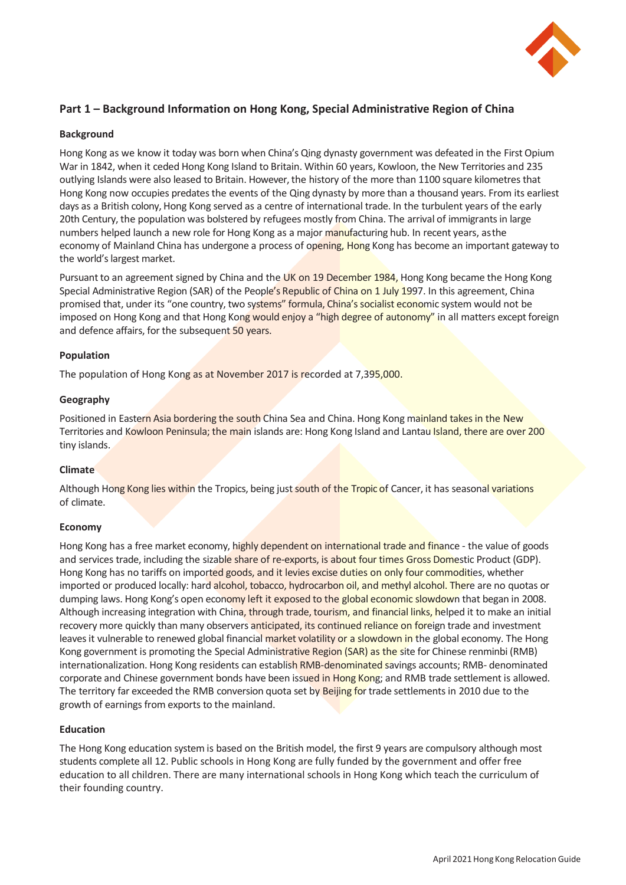## Part 1 – Background Information on Hong Kong, Special Administrative Region of China

### Background

Hong Kong as we know it today was born when China's Qing dynasty government was defeated in the First Opium War in 1842, when it ceded Hong Kong Island to Britain. Within 60 years, Kowloon, the New Territories and 235 outlying Islands were also leased to Britain. However, the history of the more than 1100 square kilometres that Hong Kong now occupies predates the events of the Qing dynasty by more than a thousand years. From its earliest days as a British colony, Hong Kong served as a centre of international trade. In the turbulent years of the early 20th Century, the population was bolstered by refugees mostly from China. The arrival of immigrants in large numbers helped launch a new role for Hong Kong as a major manufacturing hub. In recent years, as the economy of Mainland China has undergone a process of opening, Hong Kong has become an important gateway to the world's largest market.

Pursuant to an agreement signed by China and the UK on 19 December 1984, Hong Kong became the Hong Kong Special Administrative Region (SAR) of the People's Republic of China on 1 July 1997. In this agreement, China promised that, under its "one country, two systems" formula, China's socialist economic system would not be imposed on Hong Kong and that Hong Kong would enjoy a "high degree of autonomy" in all matters except foreign and defence affairs, for the subsequent 50 years.

### Population

The population of Hong Kong as at November 2017 is recorded at 7,395,000.

### Geography

Positioned in Eastern Asia bordering the south China Sea and China. Hong Kong mainland takes in the New Territories and Kowloon Peninsula; the main islands are: Hong Kong Island and Lantau Island, there are over 200 tiny islands.

### Climate

Although Hong Kong lies within the Tropics, being just south of the Tropic of Cancer, it has seasonal variations of climate.

### Economy

Hong Kong has a free market economy, highly dependent on international trade and finance - the value of goods and services trade, including the sizable share of re-exports, is about four times Gross Domestic Product (GDP). Hong Kong has no tariffs on imported goods, and it levies excise duties on only four commodities, whether imported or produced locally: hard alcohol, tobacco, hydrocarbon oil, and methyl alcohol. There are no quotas or dumping laws. Hong Kong's open economy left it exposed to the global economic slowdown that began in 2008. Although increasing integration with China, through trade, tourism, and financial links, helped it to make an initial recovery more quickly than many observers anticipated, its continued reliance on foreign trade and investment leaves it vulnerable to renewed global financial market volatility or a slowdown in the global economy. The Hong Kong government is promoting the Special Administrative Region (SAR) as the site for Chinese renminbi (RMB) internationalization. Hong Kong residents can establish RMB-denominated savings accounts; RMB- denominated corporate and Chinese government bonds have been issued in Hong Kong; and RMB trade settlement is allowed. The territory far exceeded the RMB conversion quota set by Beijing for trade settlements in 2010 due to the growth of earnings from exports to the mainland.

### Education

The Hong Kong education system is based on the British model, the first 9 years are compulsory although most students complete all 12. Public schools in Hong Kong are fully funded by the government and offer free education to all children. There are many international schools in Hong Kong which teach the curriculum of their founding country.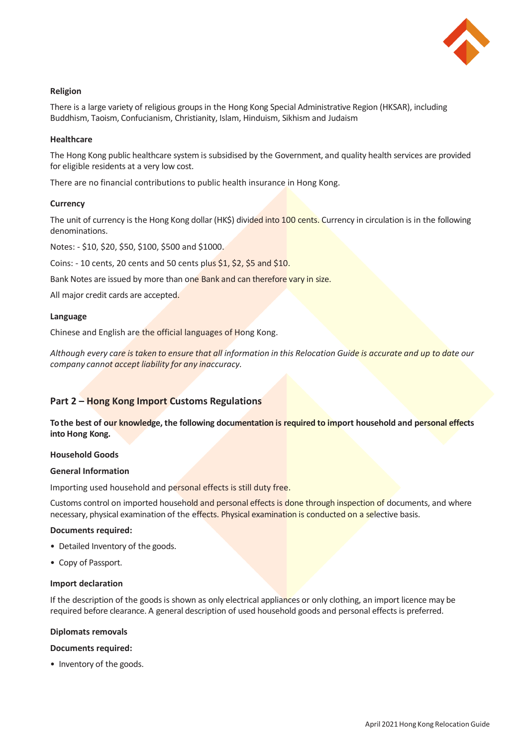**Religion**

There is a large variety of religious groups in the Hong Kong Special Administrative Region (HKSAR), including Buddhism, Taoism, Confucianism, Christianity, Islam, Hinduism, Sikhism and Judaism

**Healthcare**

The Hong Kong public healthcare system is subsidised by the Government, and quality health services are provided for eligible residents at a very low cost.

There are no financial contributions to public health insurance in Hong Kong.

**Currency**

The unit of currency is the Hong Kong dollar (HK$) divided into 100 cents. Currency in circulation is in the following denominations.

Notes: - $10, $20, $50, $100, $500 and $1000.

Coins: - 10 cents, 20 cents and 50 cents plus $1, $2, $5 and $10.

Bank Notes are issued by more than one Bank and can therefore vary in size.

All major credit cards are accepted.

**Language**

Chinese and English are the official languages of Hong Kong.

*Although every care is taken to ensure that all information in this Relocation Guide is accurate and up to date our company cannot accept liability for any inaccuracy.*

## Part 2 – Hong Kong Import Customs Regulations

**To the best of our knowledge, the following documentation is required to import household and personal effects into Hong Kong.**

**Household Goods**

**General Information**

Importing used household and personal effects is still duty free.

Customs control on imported household and personal effects is done through inspection of documents, and where necessary, physical examination of the effects. Physical examination is conducted on a selective basis.

**Documents required:**

- Detailed Inventory of the goods.
- Copy of Passport.

**Import declaration**

If the description of the goods is shown as only electrical appliances or only clothing, an import licence may be required before clearance. A general description of used household goods and personal effects is preferred.

**Diplomats removals**

**Documents required:**

- Inventory of the goods.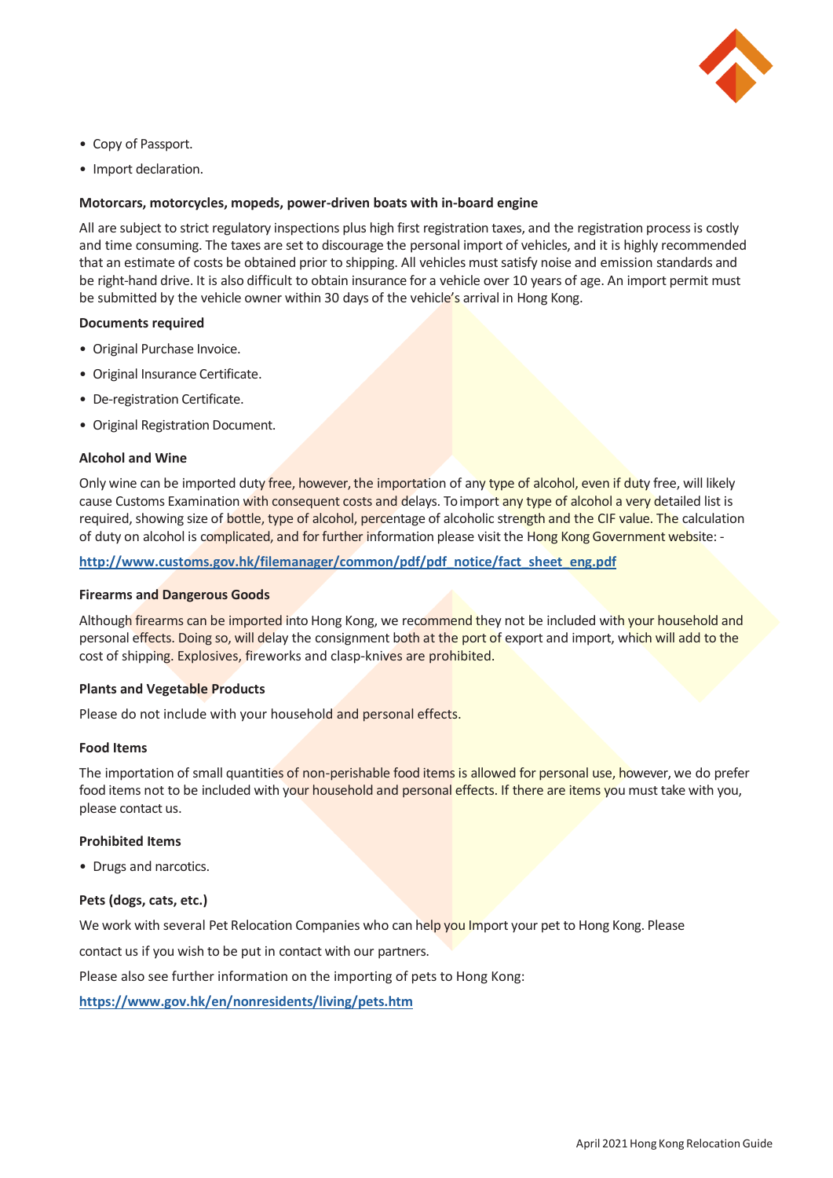- Copy of Passport.
- Import declaration.

**Motorcars, motorcycles, mopeds, power-driven boats with in-board engine**

All are subject to strict regulatory inspections plus high first registration taxes, and the registration process is costly and time consuming. The taxes are set to discourage the personal import of vehicles, and it is highly recommended that an estimate of costs be obtained prior to shipping. All vehicles must satisfy noise and emission standards and be right-hand drive. It is also difficult to obtain insurance for a vehicle over 10 years of age. An import permit must be submitted by the vehicle owner within 30 days of the vehicle's arrival in Hong Kong.

**Documents required**

- Original Purchase Invoice.
- Original Insurance Certificate.
- De-registration Certificate.
- Original Registration Document.

**Alcohol and Wine**

Only wine can be imported duty free, however, the importation of any type of alcohol, even if duty free, will likely cause Customs Examination with consequent costs and delays. To import any type of alcohol a very detailed list is required, showing size of bottle, type of alcohol, percentage of alcoholic strength and the CIF value. The calculation of duty on alcohol is complicated, and for further information please visit the Hong Kong Government website: -

**http://www.customs.gov.hk/filemanager/common/pdf/pdf_notice/fact_sheet_eng.pdf**

**Firearms and Dangerous Goods**

Although firearms can be imported into Hong Kong, we recommend they not be included with your household and personal effects. Doing so, will delay the consignment both at the port of export and import, which will add to the cost of shipping. Explosives, fireworks and clasp-knives are prohibited.

**Plants and Vegetable Products**

Please do not include with your household and personal effects.

**Food Items**

The importation of small quantities of non-perishable food items is allowed for personal use, however, we do prefer food items not to be included with your household and personal effects. If there are items you must take with you, please contact us.

**Prohibited Items**

- Drugs and narcotics.

**Pets (dogs, cats, etc.)**

We work with several Pet Relocation Companies who can help you Import your pet to Hong Kong. Please contact us if you wish to be put in contact with our partners.

Please also see further information on the importing of pets to Hong Kong:

**https://www.gov.hk/en/nonresidents/living/pets.htm**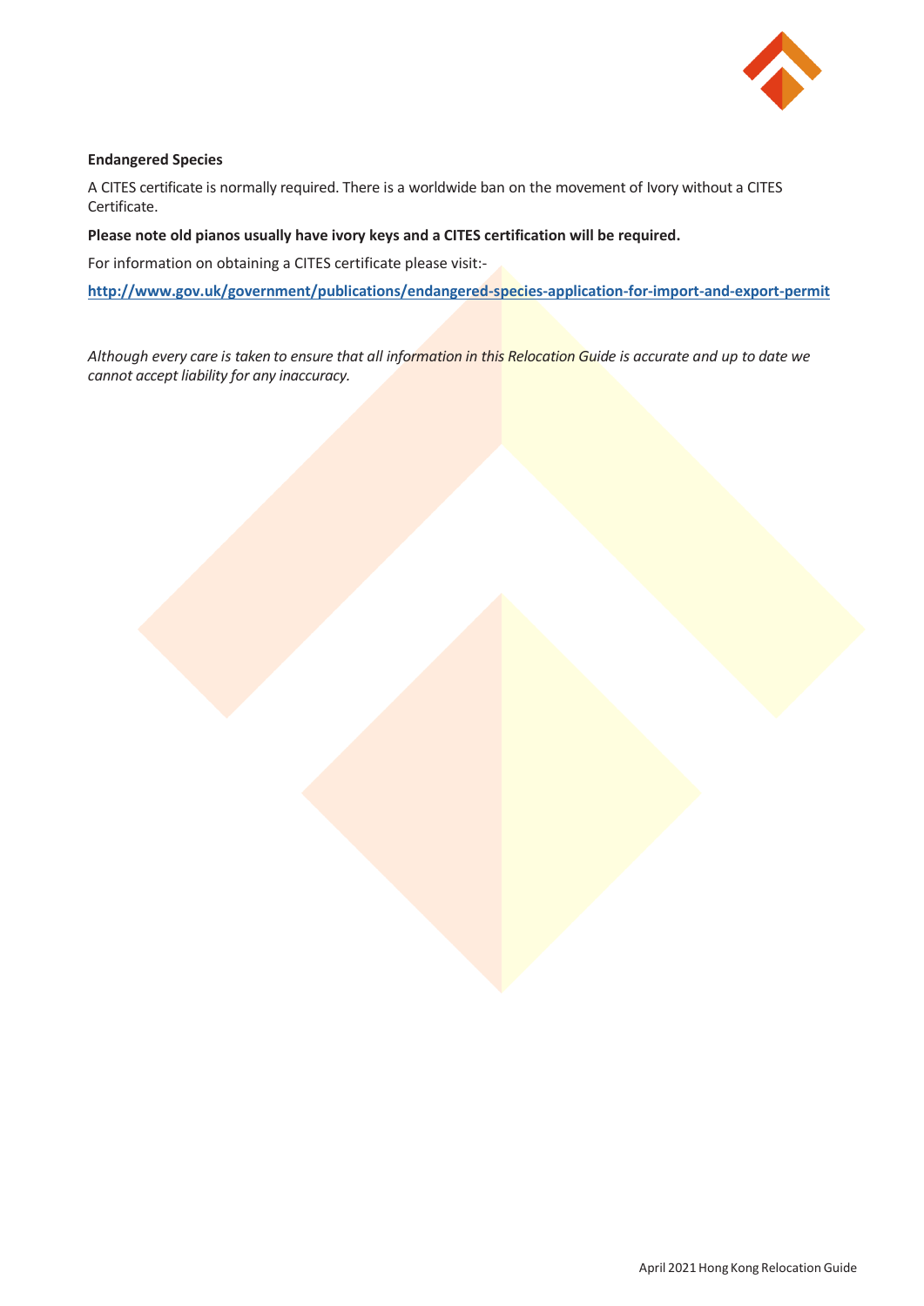**Endangered Species**

A CITES certificate is normally required. There is a worldwide ban on the movement of Ivory without a CITES Certificate.

**Please note old pianos usually have ivory keys and a CITES certification will be required.**

For information on obtaining a CITES certificate please visit:-

**http://www.gov.uk/government/publications/endangered-species-application-for-import-and-export-permit**

*Although every care is taken to ensure that all information in this Relocation Guide is accurate and up to date we cannot accept liability for any inaccuracy.*